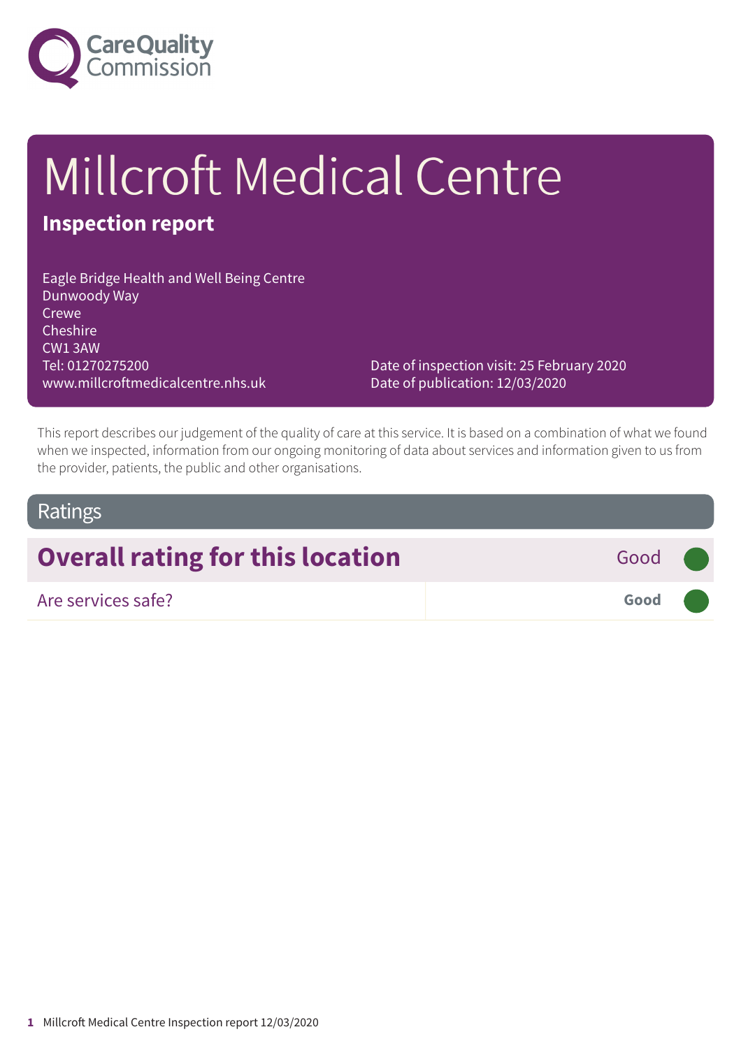Care Quality Commission

# Millcroft Medical Centre

**Inspection report**

Eagle Bridge Health and Well Being Centre
Dunwoody Way
Crewe
Cheshire
CW1 3AW
Tel: 01270275200
www.millcroftmedicalcentre.nhs.uk

Date of inspection visit: 25 February 2020
Date of publication: 12/03/2020

This report describes our judgement of the quality of care at this service. It is based on a combination of what we found when we inspected, information from our ongoing monitoring of data about services and information given to us from the provider, patients, the public and other organisations.

## Ratings

| Overall rating for this location | Good |
| --- | --- |
| Are services safe? | **Good** |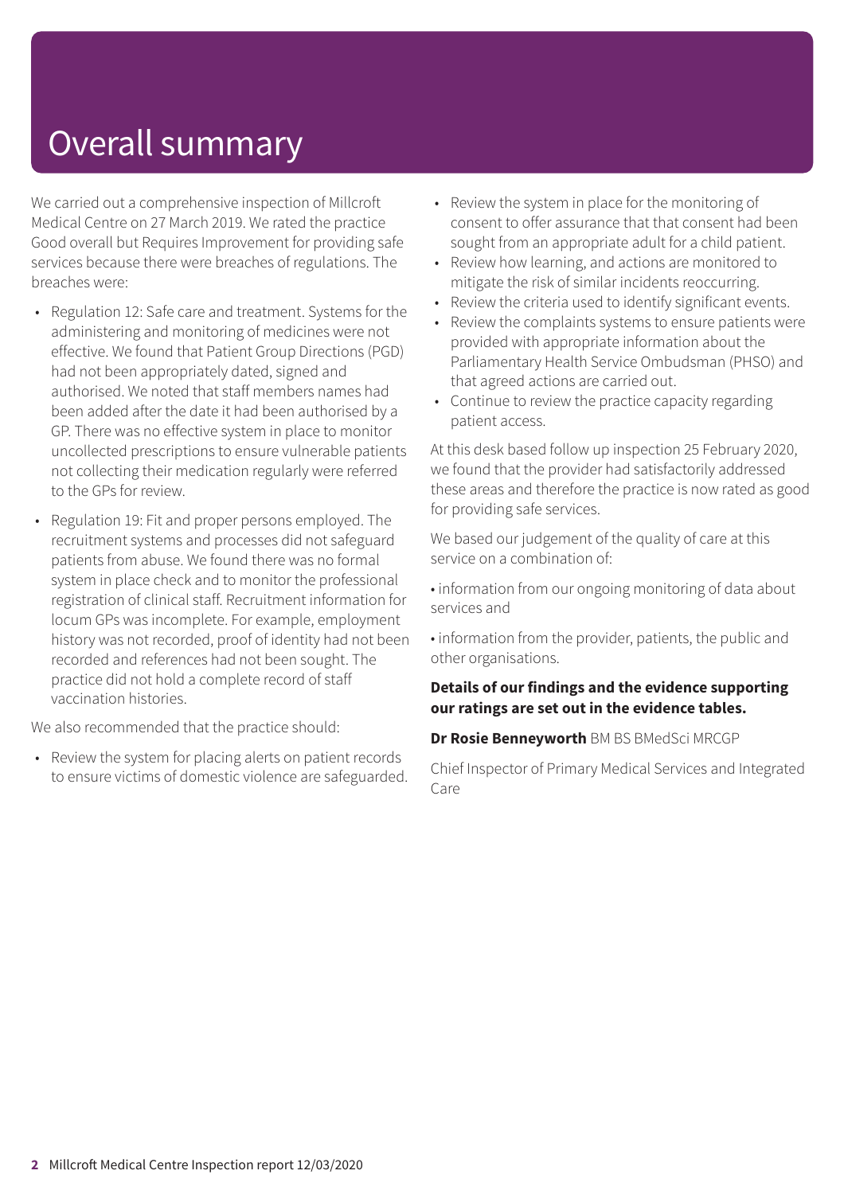# Overall summary

We carried out a comprehensive inspection of Millcroft Medical Centre on 27 March 2019. We rated the practice Good overall but Requires Improvement for providing safe services because there were breaches of regulations. The breaches were:

- Regulation 12: Safe care and treatment. Systems for the administering and monitoring of medicines were not effective. We found that Patient Group Directions (PGD) had not been appropriately dated, signed and authorised. We noted that staff members names had been added after the date it had been authorised by a GP. There was no effective system in place to monitor uncollected prescriptions to ensure vulnerable patients not collecting their medication regularly were referred to the GPs for review.
- Regulation 19: Fit and proper persons employed. The recruitment systems and processes did not safeguard patients from abuse. We found there was no formal system in place check and to monitor the professional registration of clinical staff. Recruitment information for locum GPs was incomplete. For example, employment history was not recorded, proof of identity had not been recorded and references had not been sought. The practice did not hold a complete record of staff vaccination histories.

We also recommended that the practice should:

- Review the system for placing alerts on patient records to ensure victims of domestic violence are safeguarded.
- Review the system in place for the monitoring of consent to offer assurance that that consent had been sought from an appropriate adult for a child patient.
- Review how learning, and actions are monitored to mitigate the risk of similar incidents reoccurring.
- Review the criteria used to identify significant events.
- Review the complaints systems to ensure patients were provided with appropriate information about the Parliamentary Health Service Ombudsman (PHSO) and that agreed actions are carried out.
- Continue to review the practice capacity regarding patient access.

At this desk based follow up inspection 25 February 2020, we found that the provider had satisfactorily addressed these areas and therefore the practice is now rated as good for providing safe services.

We based our judgement of the quality of care at this service on a combination of:

• information from our ongoing monitoring of data about services and

• information from the provider, patients, the public and other organisations.

**Details of our findings and the evidence supporting our ratings are set out in the evidence tables.**

**Dr Rosie Benneyworth** BM BS BMedSci MRCGP

Chief Inspector of Primary Medical Services and Integrated Care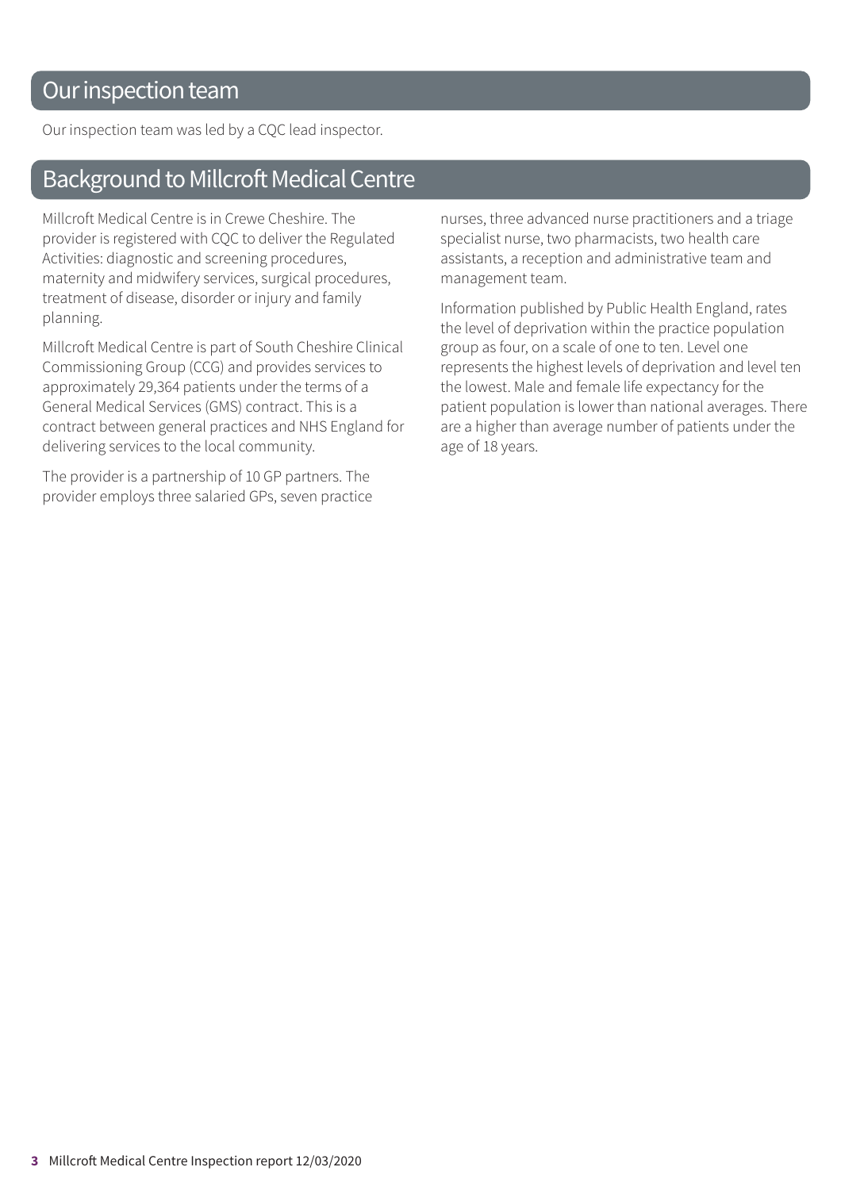## Our inspection team

Our inspection team was led by a CQC lead inspector.

## Background to Millcroft Medical Centre

Millcroft Medical Centre is in Crewe Cheshire. The provider is registered with CQC to deliver the Regulated Activities: diagnostic and screening procedures, maternity and midwifery services, surgical procedures, treatment of disease, disorder or injury and family planning.

Millcroft Medical Centre is part of South Cheshire Clinical Commissioning Group (CCG) and provides services to approximately 29,364 patients under the terms of a General Medical Services (GMS) contract. This is a contract between general practices and NHS England for delivering services to the local community.

The provider is a partnership of 10 GP partners. The provider employs three salaried GPs, seven practice nurses, three advanced nurse practitioners and a triage specialist nurse, two pharmacists, two health care assistants, a reception and administrative team and management team.

Information published by Public Health England, rates the level of deprivation within the practice population group as four, on a scale of one to ten. Level one represents the highest levels of deprivation and level ten the lowest. Male and female life expectancy for the patient population is lower than national averages. There are a higher than average number of patients under the age of 18 years.